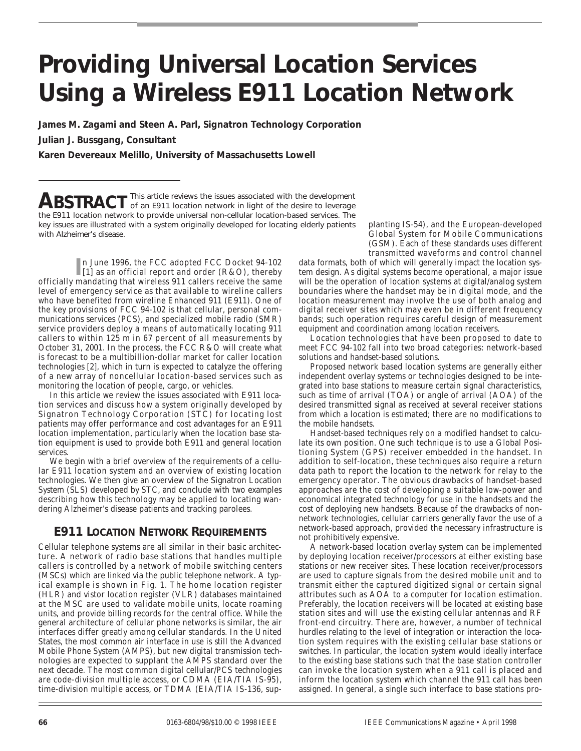# Providing Universal Location Services Using a Wireless E911 Location Network

**James M. Zagami and Steen A. Parl, Signatron Technology Corporation**

**Julian J. Bussgang, Consultant**

**Karen Devereaux Melillo, University of Massachusetts Lowell**

**ABSTRACT** This article reviews the issues associated with the development of an E911 location network in light of the desire to leverage the E911 location network to provide universal non-cellular location-based services. The key issues are illustrated with a system originally developed for locating elderly patients with Alzheimer's disease.

In June 1996, the FCC adopted FCC Docket 94-102 [1] as an official report and order (R&O), thereby officially mandating that wireless 911 callers receive the same level of emergency service as that available to wireline callers who have benefited from wireline Enhanced 911 (E911). One of the key provisions of FCC 94-102 is that cellular, personal communications services (PCS), and specialized mobile radio (SMR) service providers deploy a means of automatically locating 911 callers to within 125 m in 67 percent of all measurements by October 31, 2001. In the process, the FCC R&O will create what is forecast to be a multibillion-dollar market for caller location technologies [2], which in turn is expected to catalyze the offering of a new array of noncellular location-based services such as monitoring the location of people, cargo, or vehicles.

In this article we review the issues associated with E911 location services and discuss how a system originally developed by Signatron Technology Corporation (STC) for locating lost patients may offer performance and cost advantages for an E911 location implementation, particularly when the location base station equipment is used to provide both E911 and general location services.

We begin with a brief overview of the requirements of a cellular E911 location system and an overview of existing location technologies. We then give an overview of the Signatron Location System (SLS) developed by STC, and conclude with two examples describing how this technology may be applied to locating wandering Alzheimer's disease patients and tracking parolees.

## E911 Location Network Requirements

Cellular telephone systems are all similar in their basic architecture. A network of radio base stations that handles multiple callers is controlled by a network of mobile switching centers (MSCs) which are linked via the public telephone network. A typical example is shown in Fig. 1. The home location register (HLR) and vistor location register (VLR) databases maintained at the MSC are used to validate mobile units, locate roaming units, and provide billing records for the central office. While the general architecture of cellular phone networks is similar, the air interfaces differ greatly among cellular standards. In the United States, the most common air interface in use is still the Advanced Mobile Phone System (AMPS), but new digital transmission technologies are expected to supplant the AMPS standard over the next decade. The most common digital cellular/PCS technologies are code-division multiple access, or CDMA (EIA/TIA IS-95), time-division multiple access, or TDMA (EIA/TIA IS-136, supplanting IS-54), and the European-developed Global System for Mobile Communications (GSM). Each of these standards uses different transmitted waveforms and control channel data formats, both of which will generally impact the location system design. As digital systems become operational, a major issue will be the operation of location systems at digital/analog system boundaries where the handset may be in digital mode, and the location measurement may involve the use of both analog and digital receiver sites which may even be in different frequency bands; such operation requires careful design of measurement equipment and coordination among location receivers.

Location technologies that have been proposed to date to meet FCC 94-102 fall into two broad categories: network-based solutions and handset-based solutions.

Proposed network based location systems are generally either independent overlay systems or technologies designed to be integrated into base stations to measure certain signal characteristics, such as time of arrival (TOA) or angle of arrival (AOA) of the desired transmitted signal as received at several receiver stations from which a location is estimated; there are no modifications to the mobile handsets.

Handset-based techniques rely on a modified handset to calculate its own position. One such technique is to use a Global Positioning System (GPS) receiver embedded in the handset. In addition to self-location, these techniques also require a return data path to report the location to the network for relay to the emergency operator. The obvious drawbacks of handset-based approaches are the cost of developing a suitable low-power and economical integrated technology for use in the handsets and the cost of deploying new handsets. Because of the drawbacks of non-network technologies, cellular carriers generally favor the use of a network-based approach, provided the necessary infrastructure is not prohibitively expensive.

A network-based location overlay system can be implemented by deploying location receiver/processors at either existing base stations or new receiver sites. These location receiver/processors are used to capture signals from the desired mobile unit and to transmit either the captured digitized signal or certain signal attributes such as AOA to a computer for location estimation. Preferably, the location receivers will be located at existing base station sites and will use the existing cellular antennas and RF front-end circuitry. There are, however, a number of technical hurdles relating to the level of integration or interaction the location system requires with the existing cellular base stations or switches. In particular, the location system would ideally interface to the existing base stations such that the base station controller can invoke the location system when a 911 call is placed and inform the location system which channel the 911 call has been assigned. In general, a single such interface to base stations pro-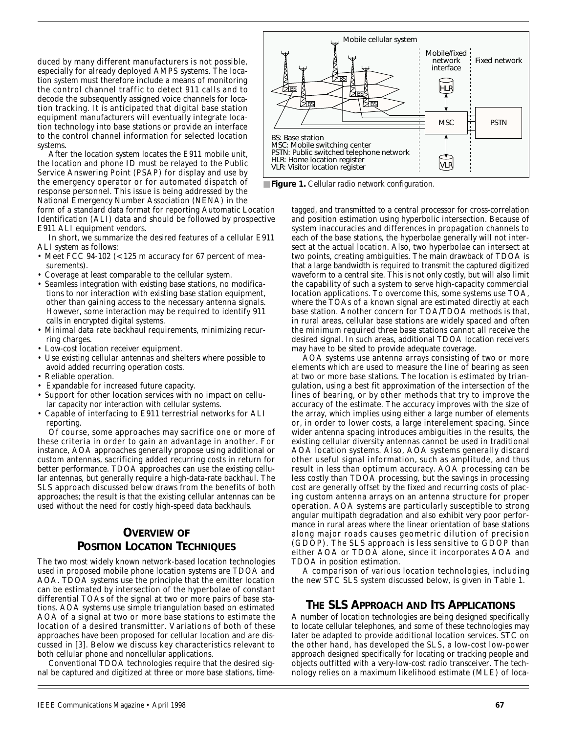duced by many different manufacturers is not possible, especially for already deployed AMPS systems. The location system must therefore include a means of monitoring the control channel traffic to detect 911 calls and to decode the subsequently assigned voice channels for location tracking. It is anticipated that digital base station equipment manufacturers will eventually integrate location technology into base stations or provide an interface to the control channel information for selected location systems.

After the location system locates the E911 mobile unit, the location and phone ID must be relayed to the Public Service Answering Point (PSAP) for display and use by the emergency operator or for automated dispatch of response personnel. This issue is being addressed by the National Emergency Number Association (NENA) in the form of a standard data format for reporting Automatic Location Identification (ALI) data and should be followed by prospective E911 ALI equipment vendors.

In short, we summarize the desired features of a cellular E911 ALI system as follows:

- Meet FCC 94-102 (< 125 m accuracy for 67 percent of measurements).
- Coverage at least comparable to the cellular system.
- Seamless integration with existing base stations, no modifications to nor interaction with existing base station equipment, other than gaining access to the necessary antenna signals. However, some interaction may be required to identify 911 calls in encrypted digital systems.
- Minimal data rate backhaul requirements, minimizing recurring charges.
- Low-cost location receiver equipment.
- Use existing cellular antennas and shelters where possible to avoid added recurring operation costs.
- Reliable operation.
- Expandable for increased future capacity.
- Support for other location services with no impact on cellular capacity nor interaction with cellular systems.
- Capable of interfacing to E911 terrestrial networks for ALI reporting.

Of course, some approaches may sacrifice one or more of these criteria in order to gain an advantage in another. For instance, AOA approaches generally propose using additional or custom antennas, sacrificing added recurring costs in return for better performance. TDOA approaches can use the existing cellular antennas, but generally require a high-data-rate backhaul. The SLS approach discussed below draws from the benefits of both approaches; the result is that the existing cellular antennas can be used without the need for costly high-speed data backhauls.

Mobile cellular system | Mobile/fixed network interface | Fixed network

BS: Base station
MSC: Mobile switching center
PSTN: Public switched telephone network
HLR: Home location register
VLR: Visitor location register

**Figure 1.** *Cellular radio network configuration.*

## Overview of Position Location Techniques

The two most widely known network-based location technologies used in proposed mobile phone location systems are TDOA and AOA. TDOA systems use the principle that the emitter location can be estimated by intersection of the hyperbolae of constant differential TOAs of the signal at two or more pairs of base stations. AOA systems use simple triangulation based on estimated AOA of a signal at two or more base stations to estimate the location of a desired transmitter. Variations of both of these approaches have been proposed for cellular location and are discussed in [3]. Below we discuss key characteristics relevant to both cellular phone and noncellular applications.

Conventional TDOA technologies require that the desired signal be captured and digitized at three or more base stations, time-tagged, and transmitted to a central processor for cross-correlation and position estimation using hyperbolic intersection. Because of system inaccuracies and differences in propagation channels to each of the base stations, the hyperbolae generally will not intersect at the actual location. Also, two hyperbolae can intersect at two points, creating ambiguities. The main drawback of TDOA is that a large bandwidth is required to transmit the captured digitized waveform to a central site. This is not only costly, but will also limit the capability of such a system to serve high-capacity commercial location applications. To overcome this, some systems use TOA, where the TOAs of a known signal are estimated directly at each base station. Another concern for TOA/TDOA methods is that, in rural areas, cellular base stations are widely spaced and often the minimum required three base stations cannot all receive the desired signal. In such areas, additional TDOA location receivers may have to be sited to provide adequate coverage.

AOA systems use antenna arrays consisting of two or more elements which are used to measure the line of bearing as seen at two or more base stations. The location is estimated by triangulation, using a best fit approximation of the intersection of the lines of bearing, or by other methods that try to improve the accuracy of the estimate. The accuracy improves with the size of the array, which implies using either a large number of elements or, in order to lower costs, a large interelement spacing. Since wider antenna spacing introduces ambiguities in the results, the existing cellular diversity antennas cannot be used in traditional AOA location systems. Also, AOA systems generally discard other useful signal information, such as amplitude, and thus result in less than optimum accuracy. AOA processing can be less costly than TDOA processing, but the savings in processing cost are generally offset by the fixed and recurring costs of placing custom antenna arrays on an antenna structure for proper operation. AOA systems are particularly susceptible to strong angular multipath degradation and also exhibit very poor performance in rural areas where the linear orientation of base stations along major roads causes geometric dilution of precision (GDOP). The SLS approach is less sensitive to GDOP than either AOA or TDOA alone, since it incorporates AOA and TDOA in position estimation.

A comparison of various location technologies, including the new STC SLS system discussed below, is given in Table 1.

## The SLS Approach and Its Applications

A number of location technologies are being designed specifically to locate cellular telephones, and some of these technologies may later be adapted to provide additional location services. STC on the other hand, has developed the SLS, a low-cost low-power approach designed specifically for locating or tracking people and objects outfitted with a very-low-cost radio transceiver. The technology relies on a maximum likelihood estimate (MLE) of loca-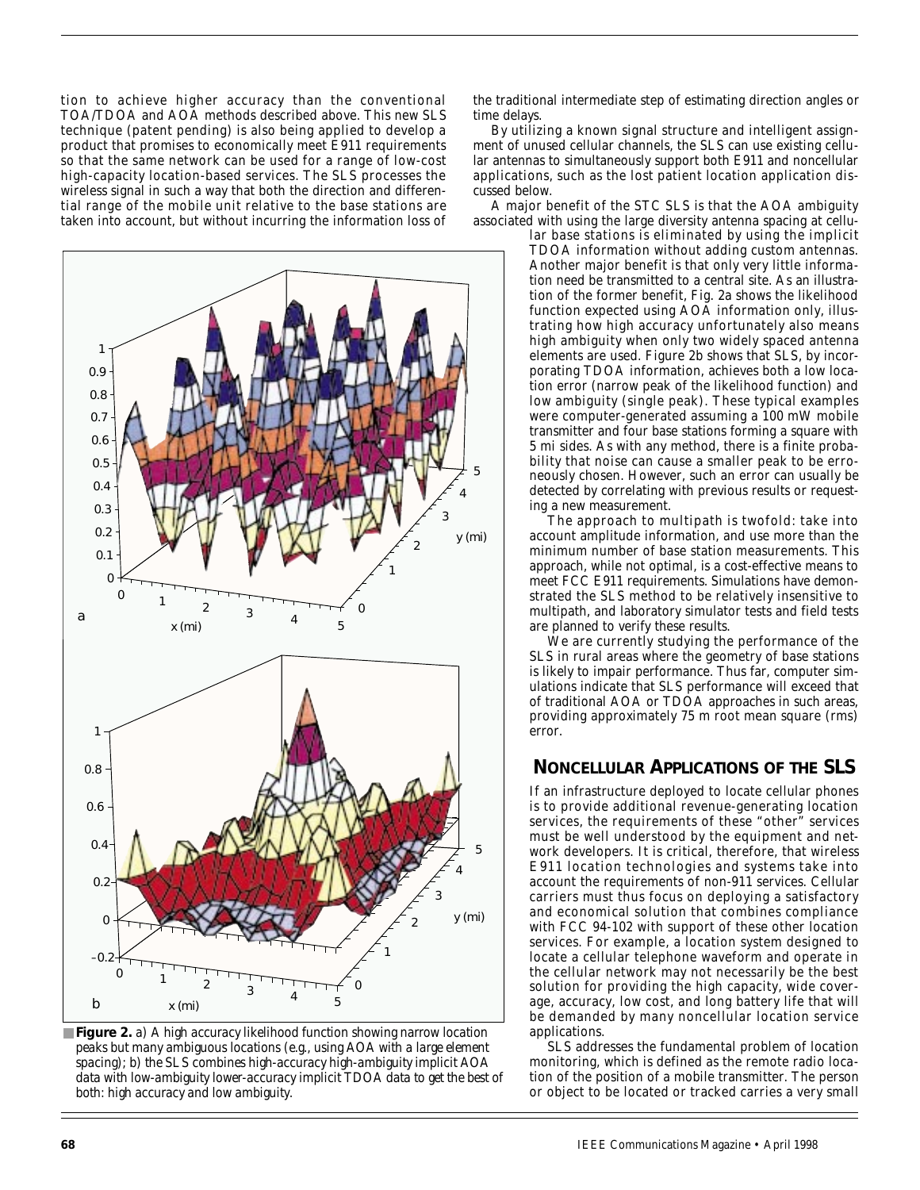tion to achieve higher accuracy than the conventional TOA/TDOA and AOA methods described above. This new SLS technique (patent pending) is also being applied to develop a product that promises to economically meet E911 requirements so that the same network can be used for a range of low-cost high-capacity location-based services. The SLS processes the wireless signal in such a way that both the direction and differential range of the mobile unit relative to the base stations are taken into account, but without incurring the information loss of the traditional intermediate step of estimating direction angles or time delays.

By utilizing a known signal structure and intelligent assignment of unused cellular channels, the SLS can use existing cellular antennas to simultaneously support both E911 and noncellular applications, such as the lost patient location application discussed below.

A major benefit of the STC SLS is that the AOA ambiguity associated with using the large diversity antenna spacing at cellular base stations is eliminated by using the implicit TDOA information without adding custom antennas. Another major benefit is that only very little information need be transmitted to a central site. As an illustration of the former benefit, Fig. 2a shows the likelihood function expected using AOA information only, illustrating how high accuracy unfortunately also means high ambiguity when only two widely spaced antenna elements are used. Figure 2b shows that SLS, by incorporating TDOA information, achieves both a low location error (narrow peak of the likelihood function) and low ambiguity (single peak). These typical examples were computer-generated assuming a 100 mW mobile transmitter and four base stations forming a square with 5 mi sides. As with any method, there is a finite probability that noise can cause a smaller peak to be erroneously chosen. However, such an error can usually be detected by correlating with previous results or requesting a new measurement.

The approach to multipath is twofold: take into account amplitude information, and use more than the minimum number of base station measurements. This approach, while not optimal, is a cost-effective means to meet FCC E911 requirements. Simulations have demonstrated the SLS method to be relatively insensitive to multipath, and laboratory simulator tests and field tests are planned to verify these results.

We are currently studying the performance of the SLS in rural areas where the geometry of base stations is likely to impair performance. Thus far, computer simulations indicate that SLS performance will exceed that of traditional AOA or TDOA approaches in such areas, providing approximately 75 m root mean square (rms) error.

**Figure 2.** a) A high accuracy likelihood function showing narrow location peaks but many ambiguous locations (e.g., using AOA with a large element spacing); b) the SLS combines high-accuracy high-ambiguity implicit AOA data with low-ambiguity lower-accuracy implicit TDOA data to get the best of both: high accuracy and low ambiguity.

## NONCELLULAR APPLICATIONS OF THE SLS

If an infrastructure deployed to locate cellular phones is to provide additional revenue-generating location services, the requirements of these "other" services must be well understood by the equipment and network developers. It is critical, therefore, that wireless E911 location technologies and systems take into account the requirements of non-911 services. Cellular carriers must thus focus on deploying a satisfactory and economical solution that combines compliance with FCC 94-102 with support of these other location services. For example, a location system designed to locate a cellular telephone waveform and operate in the cellular network may not necessarily be the best solution for providing the high capacity, wide coverage, accuracy, low cost, and long battery life that will be demanded by many noncellular location service applications.

SLS addresses the fundamental problem of location monitoring, which is defined as the remote radio location of the position of a mobile transmitter. The person or object to be located or tracked carries a very small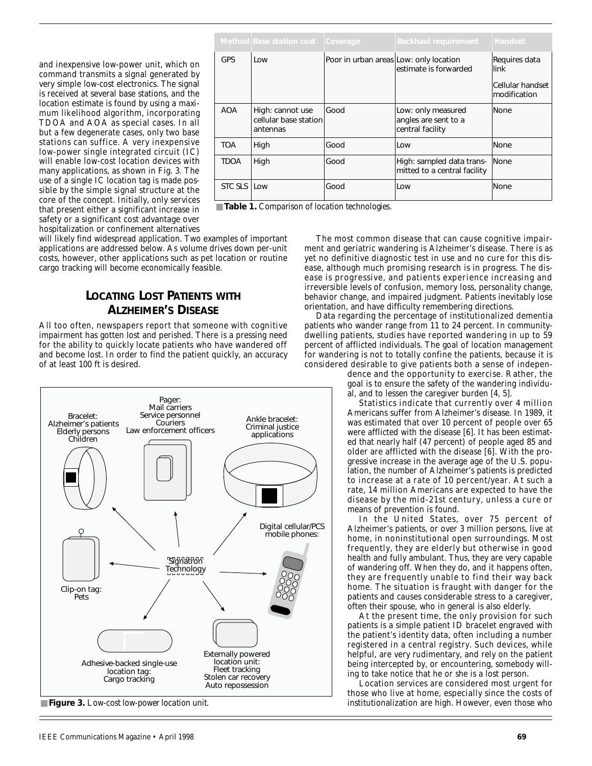and inexpensive low-power unit, which on command transmits a signal generated by very simple low-cost electronics. The signal is received at several base stations, and the location estimate is found by using a maximum likelihood algorithm, incorporating TDOA and AOA as special cases. In all but a few degenerate cases, only two base stations can suffice. A very inexpensive low-power single integrated circuit (IC) will enable low-cost location devices with many applications, as shown in Fig. 3. The use of a single IC location tag is made possible by the simple signal structure at the core of the concept. Initially, only services that present either a significant increase in safety or a significant cost advantage over hospitalization or confinement alternatives will likely find widespread application. Two examples of important applications are addressed below. As volume drives down per-unit costs, however, other applications such as pet location or routine cargo tracking will become economically feasible.

| Method | Base station cost | Coverage | Backhaul requirement | Handset |
|---|---|---|---|---|
| GPS | Low | Poor in urban areas | Low: only location estimate is forwarded | Requires data link<br><br>Cellular handset modification |
| AOA | High: cannot use cellular base station antennas | Good | Low: only measured angles are sent to a central facility | None |
| TOA | High | Good | Low | None |
| TDOA | High | Good | High: sampled data transmitted to a central facility | None |
| STC SLS | Low | Good | Low | None |

**Table 1.** Comparison of location technologies.

## LOCATING LOST PATIENTS WITH ALZHEIMER'S DISEASE

All too often, newspapers report that someone with cognitive impairment has gotten lost and perished. There is a pressing need for the ability to quickly locate patients who have wandered off and become lost. In order to find the patient quickly, an accuracy of at least 100 ft is desired.

The most common disease that can cause cognitive impairment and geriatric wandering is Alzheimer's disease. There is as yet no definitive diagnostic test in use and no cure for this disease, although much promising research is in progress. The disease is progressive, and patients experience increasing and irreversible levels of confusion, memory loss, personality change, behavior change, and impaired judgment. Patients inevitably lose orientation, and have difficulty remembering directions.

Data regarding the percentage of institutionalized dementia patients who wander range from 11 to 24 percent. In community-dwelling patients, studies have reported wandering in up to 59 percent of afflicted individuals. The goal of location management for wandering is not to totally confine the patients, because it is considered desirable to give patients both a sense of independence and the opportunity to exercise. Rather, the goal is to ensure the safety of the wandering individual, and to lessen the caregiver burden [4, 5].

Statistics indicate that currently over 4 million Americans suffer from Alzheimer's disease. In 1989, it was estimated that over 10 percent of people over 65 were afflicted with the disease [6]. It has been estimated that nearly half (47 percent) of people aged 85 and older are afflicted with the disease [6]. With the progressive increase in the average age of the U.S. population, the number of Alzheimer's patients is predicted to increase at a rate of 10 percent/year. At such a rate, 14 million Americans are expected to have the disease by the mid-21st century, unless a cure or means of prevention is found.

In the United States, over 75 percent of Alzheimer's patients, or over 3 million persons, live at home, in noninstitutional open surroundings. Most frequently, they are elderly but otherwise in good health and fully ambulant. Thus, they are very capable of wandering off. When they do, and it happens often, they are frequently unable to find their way back home. The situation is fraught with danger for the patients and causes considerable stress to a caregiver, often their spouse, who in general is also elderly.

At the present time, the only provision for such patients is a simple patient ID bracelet engraved with the patient's identity data, often including a number registered in a central registry. Such devices, while helpful, are very rudimentary, and rely on the patient being intercepted by, or encountering, somebody willing to take notice that he or she is a lost person.

Location services are considered most urgent for those who live at home, especially since the costs of institutionalization are high. However, even those who

Pager: Mail carriers, Service personnel, Couriers, Law enforcement officers — Bracelet: Alzheimer's patients, Elderly persons, Children — Ankle bracelet: Criminal justice applications — Digital cellular/PCS mobile phones — Clip-on tag: Pets — Signatron Technology — Adhesive-backed single-use location tag: Cargo tracking — Externally powered location unit: Fleet tracking, Stolen car recovery, Auto repossession

**Figure 3.** Low-cost low-power location unit.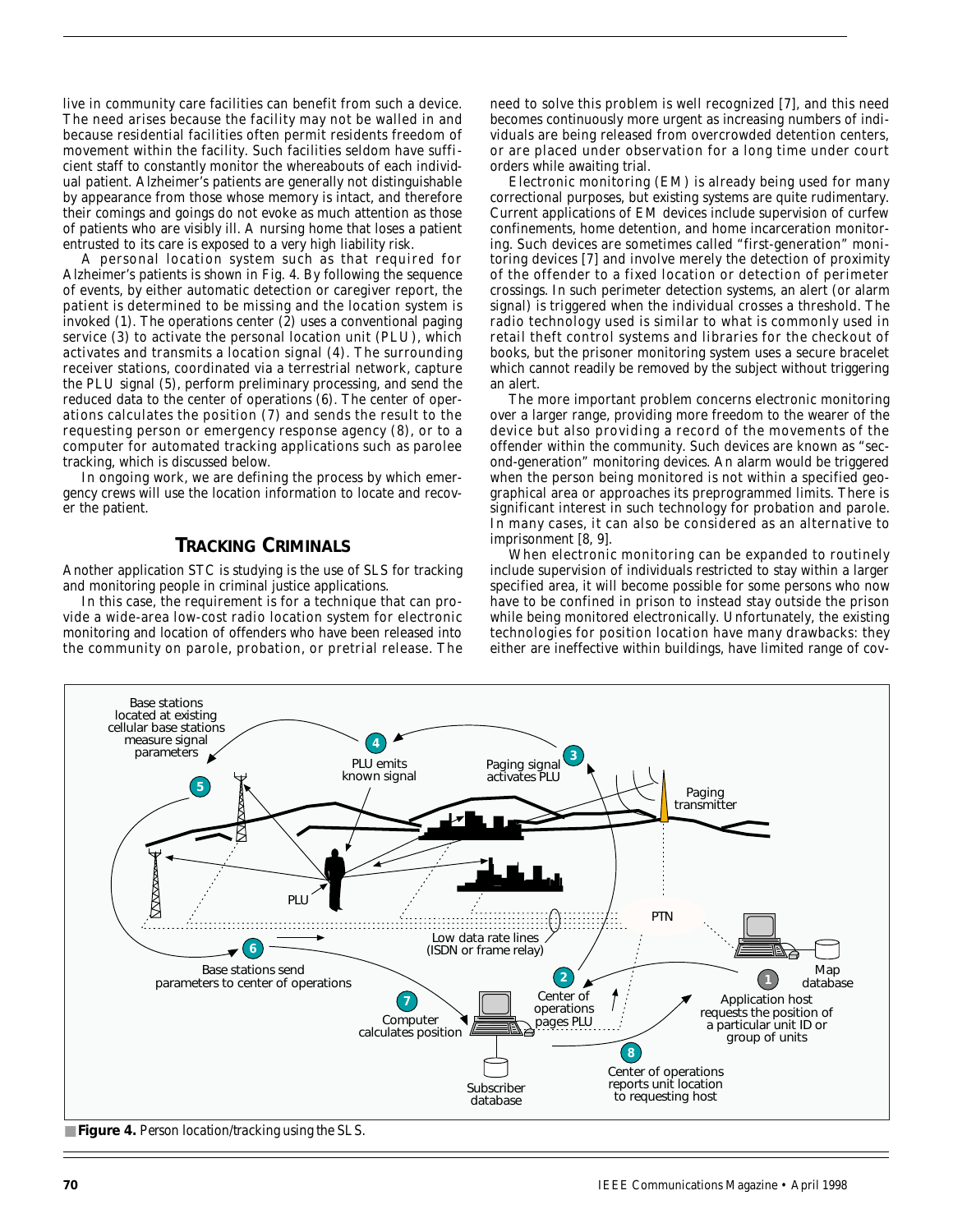live in community care facilities can benefit from such a device. The need arises because the facility may not be walled in and because residential facilities often permit residents freedom of movement within the facility. Such facilities seldom have sufficient staff to constantly monitor the whereabouts of each individual patient. Alzheimer's patients are generally not distinguishable by appearance from those whose memory is intact, and therefore their comings and goings do not evoke as much attention as those of patients who are visibly ill. A nursing home that loses a patient entrusted to its care is exposed to a very high liability risk.

A personal location system such as that required for Alzheimer's patients is shown in Fig. 4. By following the sequence of events, by either automatic detection or caregiver report, the patient is determined to be missing and the location system is invoked (1). The operations center (2) uses a conventional paging service (3) to activate the personal location unit (PLU), which activates and transmits a location signal (4). The surrounding receiver stations, coordinated via a terrestrial network, capture the PLU signal (5), perform preliminary processing, and send the reduced data to the center of operations (6). The center of operations calculates the position (7) and sends the result to the requesting person or emergency response agency (8), or to a computer for automated tracking applications such as parolee tracking, which is discussed below.

In ongoing work, we are defining the process by which emergency crews will use the location information to locate and recover the patient.

## TRACKING CRIMINALS

Another application STC is studying is the use of SLS for tracking and monitoring people in criminal justice applications.

In this case, the requirement is for a technique that can provide a wide-area low-cost radio location system for electronic monitoring and location of offenders who have been released into the community on parole, probation, or pretrial release. The need to solve this problem is well recognized [7], and this need becomes continuously more urgent as increasing numbers of individuals are being released from overcrowded detention centers, or are placed under observation for a long time under court orders while awaiting trial.

Electronic monitoring (EM) is already being used for many correctional purposes, but existing systems are quite rudimentary. Current applications of EM devices include supervision of curfew confinements, home detention, and home incarceration monitoring. Such devices are sometimes called "first-generation" monitoring devices [7] and involve merely the detection of proximity of the offender to a fixed location or detection of perimeter crossings. In such perimeter detection systems, an alert (or alarm signal) is triggered when the individual crosses a threshold. The radio technology used is similar to what is commonly used in retail theft control systems and libraries for the checkout of books, but the prisoner monitoring system uses a secure bracelet which cannot readily be removed by the subject without triggering an alert.

The more important problem concerns electronic monitoring over a larger range, providing more freedom to the wearer of the device but also providing a record of the movements of the offender within the community. Such devices are known as "second-generation" monitoring devices. An alarm would be triggered when the person being monitored is not within a specified geographical area or approaches its preprogrammed limits. There is significant interest in such technology for probation and parole. In many cases, it can also be considered as an alternative to imprisonment [8, 9].

When electronic monitoring can be expanded to routinely include supervision of individuals restricted to stay within a larger specified area, it will become possible for some persons who now have to be confined in prison to instead stay outside the prison while being monitored electronically. Unfortunately, the existing technologies for position location have many drawbacks: they either are ineffective within buildings, have limited range of cov-

Base stations located at existing cellular base stations measure signal parameters

4 PLU emits known signal

3 Paging signal activates PLU

5

Paging transmitter

PLU

PTN

Low data rate lines (ISDN or frame relay)

6 Base stations send parameters to center of operations

2 Center of operations pages PLU

1 Application host requests the position of a particular unit ID or group of units

Map database

7 Computer calculates position

Subscriber database

8 Center of operations reports unit location to requesting host

**Figure 4.** *Person location/tracking using the SLS.*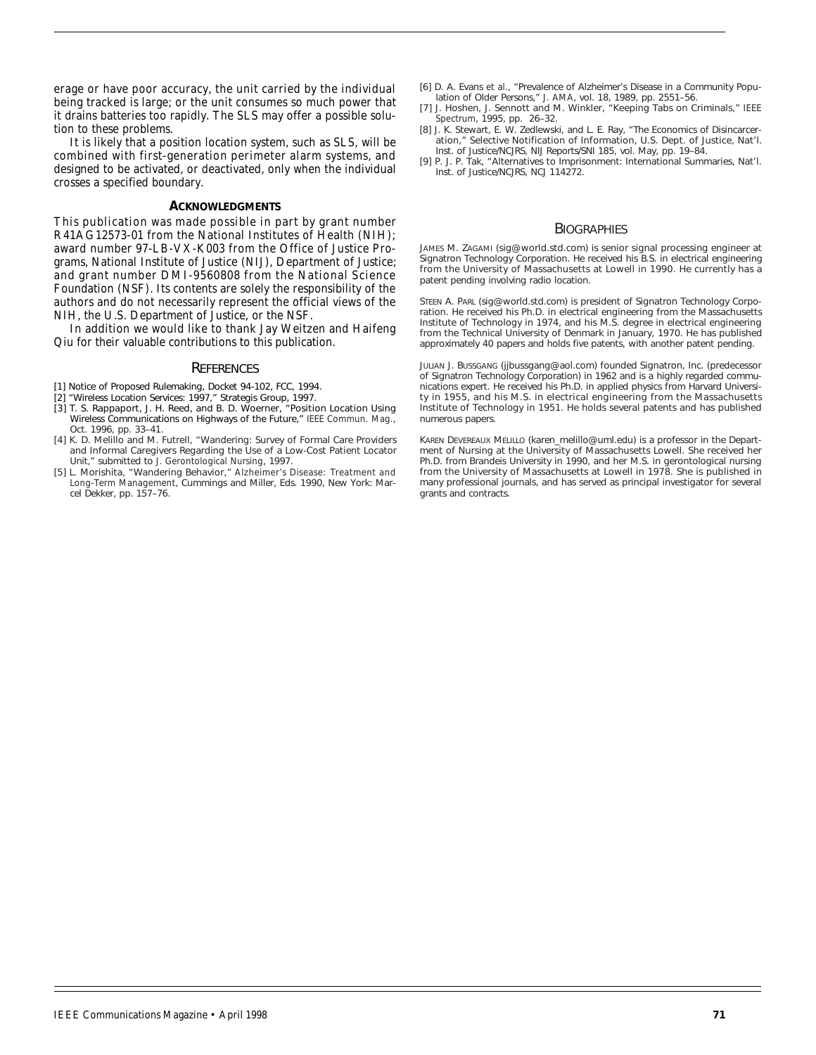erage or have poor accuracy, the unit carried by the individual being tracked is large; or the unit consumes so much power that it drains batteries too rapidly. The SLS may offer a possible solution to these problems.

It is likely that a position location system, such as SLS, will be combined with first-generation perimeter alarm systems, and designed to be activated, or deactivated, only when the individual crosses a specified boundary.

### ACKNOWLEDGMENTS

This publication was made possible in part by grant number R41AG12573-01 from the National Institutes of Health (NIH); award number 97-LB-VX-K003 from the Office of Justice Programs, National Institute of Justice (NIJ), Department of Justice; and grant number DMI-9560808 from the National Science Foundation (NSF). Its contents are solely the responsibility of the authors and do not necessarily represent the official views of the NIH, the U.S. Department of Justice, or the NSF.

In addition we would like to thank Jay Weitzen and Haifeng Qiu for their valuable contributions to this publication.

## REFERENCES

[1] Notice of Proposed Rulemaking, Docket 94-102, FCC, 1994.

[2] "Wireless Location Services: 1997," Strategis Group, 1997.

[3] T. S. Rappaport, J. H. Reed, and B. D. Woerner, "Position Location Using Wireless Communications on Highways of the Future," *IEEE Commun. Mag.*, Oct. 1996, pp. 33–41.

[4] K. D. Melillo and M. Futrell, "Wandering: Survey of Formal Care Providers and Informal Caregivers Regarding the Use of a Low-Cost Patient Locator Unit," submitted to *J. Gerontological Nursing*, 1997.

[5] L. Morishita, "Wandering Behavior," *Alzheimer's Disease: Treatment and Long-Term Management*, Cummings and Miller, Eds. 1990, New York: Marcel Dekker, pp. 157–76.

[6] D. A. Evans *et al.*, "Prevalence of Alzheimer's Disease in a Community Population of Older Persons," *J. AMA*, vol. 18, 1989, pp. 2551–56.

[7] J. Hoshen, J. Sennott and M. Winkler, "Keeping Tabs on Criminals," *IEEE Spectrum*, 1995, pp. 26–32.

[8] J. K. Stewart, E. W. Zedlewski, and L. E. Ray, "The Economics of Disincarceration," Selective Notification of Information, U.S. Dept. of Justice, Nat'l. Inst. of Justice/NCJRS, NIJ Reports/SNI 185, vol. May, pp. 19–84.

[9] P. J. P. Tak, "Alternatives to Imprisonment: International Summaries, Nat'l. Inst. of Justice/NCJRS, NCJ 114272.

## BIOGRAPHIES

JAMES M. ZAGAMI (sig@world.std.com) is senior signal processing engineer at Signatron Technology Corporation. He received his B.S. in electrical engineering from the University of Massachusetts at Lowell in 1990. He currently has a patent pending involving radio location.

STEEN A. PARL (sig@world.std.com) is president of Signatron Technology Corporation. He received his Ph.D. in electrical engineering from the Massachusetts Institute of Technology in 1974, and his M.S. degree in electrical engineering from the Technical University of Denmark in January, 1970. He has published approximately 40 papers and holds five patents, with another patent pending.

JULIAN J. BUSSGANG (jjbussgang@aol.com) founded Signatron, Inc. (predecessor of Signatron Technology Corporation) in 1962 and is a highly regarded communications expert. He received his Ph.D. in applied physics from Harvard University in 1955, and his M.S. in electrical engineering from the Massachusetts Institute of Technology in 1951. He holds several patents and has published numerous papers.

KAREN DEVEREAUX MELILLO (karen_melillo@uml.edu) is a professor in the Department of Nursing at the University of Massachusetts Lowell. She received her Ph.D. from Brandeis University in 1990, and her M.S. in gerontological nursing from the University of Massachusetts at Lowell in 1978. She is published in many professional journals, and has served as principal investigator for several grants and contracts.